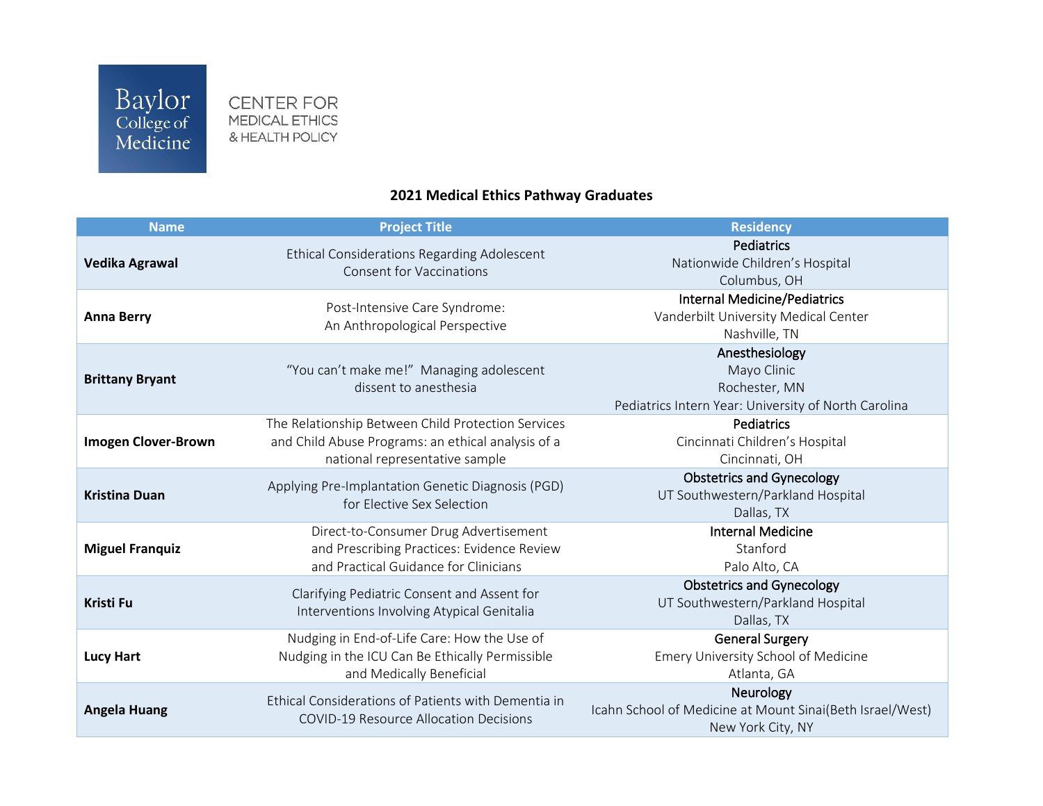Baylor College of Medicine

CENTER FOR MEDICAL ETHICS & HEALTH POLICY

## 2021 Medical Ethics Pathway Graduates

| Name | Project Title | Residency |
|---|---|---|
| **Vedika Agrawal** | Ethical Considerations Regarding Adolescent Consent for Vaccinations | Pediatrics<br>Nationwide Children's Hospital<br>Columbus, OH |
| **Anna Berry** | Post-Intensive Care Syndrome: An Anthropological Perspective | Internal Medicine/Pediatrics<br>Vanderbilt University Medical Center<br>Nashville, TN |
| **Brittany Bryant** | "You can't make me!" Managing adolescent dissent to anesthesia | Anesthesiology<br>Mayo Clinic<br>Rochester, MN<br>Pediatrics Intern Year: University of North Carolina |
| **Imogen Clover-Brown** | The Relationship Between Child Protection Services and Child Abuse Programs: an ethical analysis of a national representative sample | Pediatrics<br>Cincinnati Children's Hospital<br>Cincinnati, OH |
| **Kristina Duan** | Applying Pre-Implantation Genetic Diagnosis (PGD) for Elective Sex Selection | Obstetrics and Gynecology<br>UT Southwestern/Parkland Hospital<br>Dallas, TX |
| **Miguel Franquiz** | Direct-to-Consumer Drug Advertisement and Prescribing Practices: Evidence Review and Practical Guidance for Clinicians | Internal Medicine<br>Stanford<br>Palo Alto, CA |
| **Kristi Fu** | Clarifying Pediatric Consent and Assent for Interventions Involving Atypical Genitalia | Obstetrics and Gynecology<br>UT Southwestern/Parkland Hospital<br>Dallas, TX |
| **Lucy Hart** | Nudging in End-of-Life Care: How the Use of Nudging in the ICU Can Be Ethically Permissible and Medically Beneficial | General Surgery<br>Emery University School of Medicine<br>Atlanta, GA |
| **Angela Huang** | Ethical Considerations of Patients with Dementia in COVID-19 Resource Allocation Decisions | Neurology<br>Icahn School of Medicine at Mount Sinai(Beth Israel/West)<br>New York City, NY |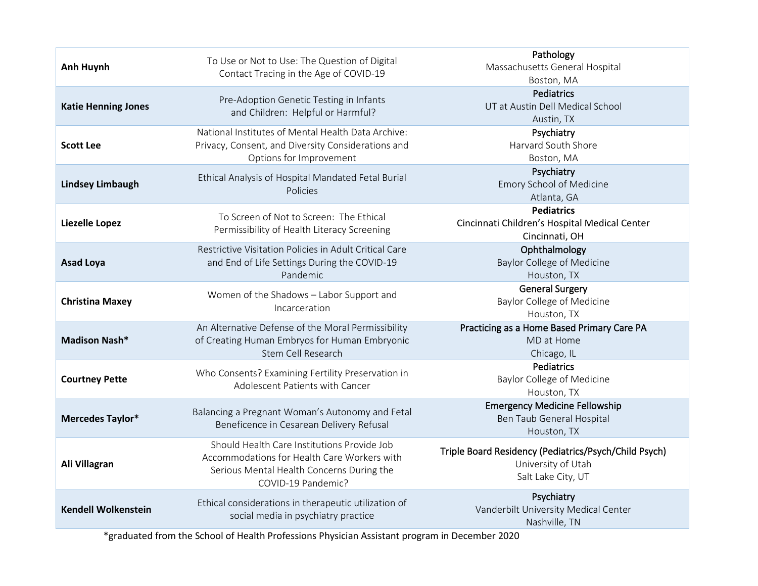| | | |
|---|---|---|
| **Anh Huynh** | To Use or Not to Use: The Question of Digital Contact Tracing in the Age of COVID-19 | Pathology<br>Massachusetts General Hospital<br>Boston, MA |
| **Katie Henning Jones** | Pre-Adoption Genetic Testing in Infants and Children: Helpful or Harmful? | Pediatrics<br>UT at Austin Dell Medical School<br>Austin, TX |
| **Scott Lee** | National Institutes of Mental Health Data Archive: Privacy, Consent, and Diversity Considerations and Options for Improvement | Psychiatry<br>Harvard South Shore<br>Boston, MA |
| **Lindsey Limbaugh** | Ethical Analysis of Hospital Mandated Fetal Burial Policies | Psychiatry<br>Emory School of Medicine<br>Atlanta, GA |
| **Liezelle Lopez** | To Screen of Not to Screen: The Ethical Permissibility of Health Literacy Screening | Pediatrics<br>Cincinnati Children's Hospital Medical Center<br>Cincinnati, OH |
| **Asad Loya** | Restrictive Visitation Policies in Adult Critical Care and End of Life Settings During the COVID-19 Pandemic | Ophthalmology<br>Baylor College of Medicine<br>Houston, TX |
| **Christina Maxey** | Women of the Shadows – Labor Support and Incarceration | General Surgery<br>Baylor College of Medicine<br>Houston, TX |
| **Madison Nash*** | An Alternative Defense of the Moral Permissibility of Creating Human Embryos for Human Embryonic Stem Cell Research | Practicing as a Home Based Primary Care PA<br>MD at Home<br>Chicago, IL |
| **Courtney Pette** | Who Consents? Examining Fertility Preservation in Adolescent Patients with Cancer | Pediatrics<br>Baylor College of Medicine<br>Houston, TX |
| **Mercedes Taylor*** | Balancing a Pregnant Woman's Autonomy and Fetal Beneficence in Cesarean Delivery Refusal | Emergency Medicine Fellowship<br>Ben Taub General Hospital<br>Houston, TX |
| **Ali Villagran** | Should Health Care Institutions Provide Job Accommodations for Health Care Workers with Serious Mental Health Concerns During the COVID-19 Pandemic? | Triple Board Residency (Pediatrics/Psych/Child Psych)<br>University of Utah<br>Salt Lake City, UT |
| **Kendell Wolkenstein** | Ethical considerations in therapeutic utilization of social media in psychiatry practice | Psychiatry<br>Vanderbilt University Medical Center<br>Nashville, TN |

*graduated from the School of Health Professions Physician Assistant program in December 2020